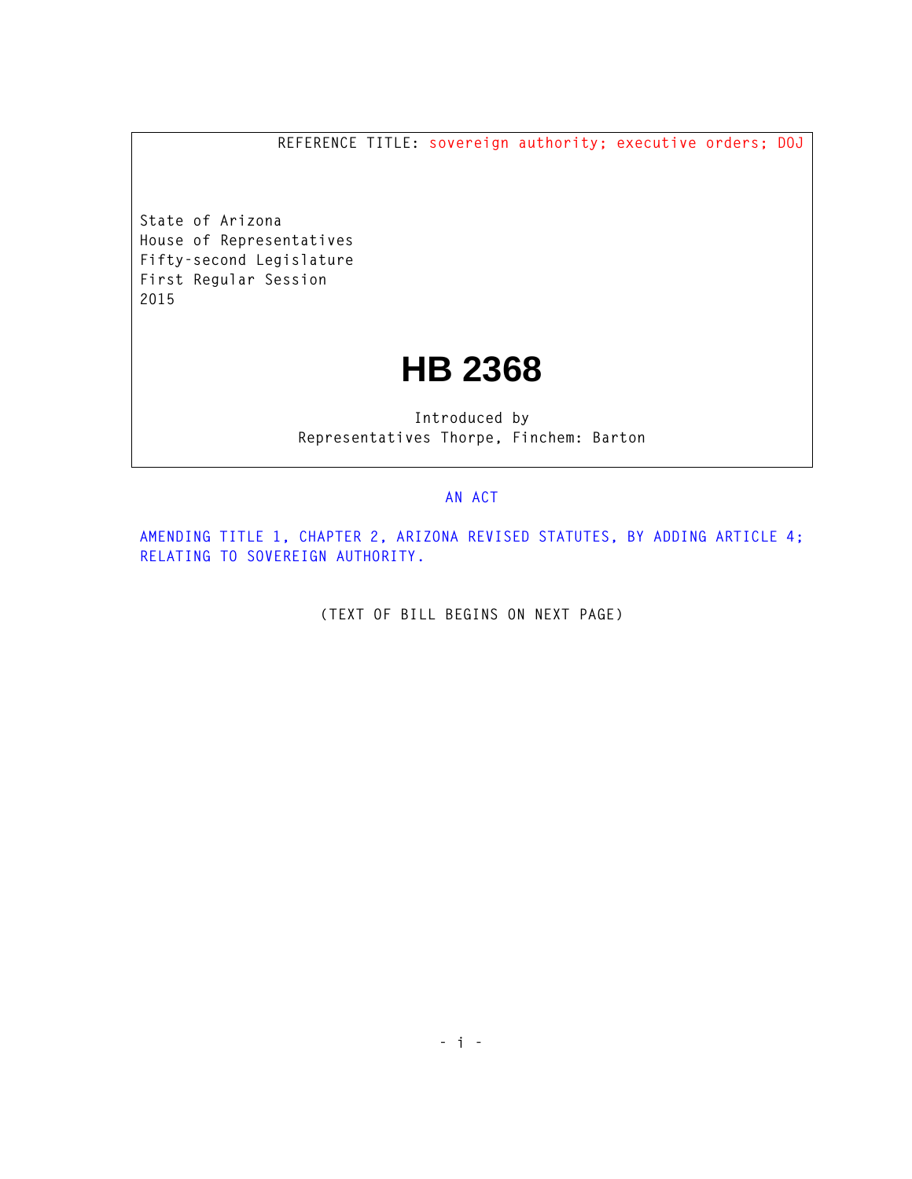REFERENCE TITLE: sovereign authority; executive orders; DOJ

State of Arizona
House of Representatives
Fifty-second Legislature
First Regular Session
2015

# HB 2368

Introduced by
Representatives Thorpe, Finchem: Barton

AN ACT

AMENDING TITLE 1, CHAPTER 2, ARIZONA REVISED STATUTES, BY ADDING ARTICLE 4; RELATING TO SOVEREIGN AUTHORITY.

(TEXT OF BILL BEGINS ON NEXT PAGE)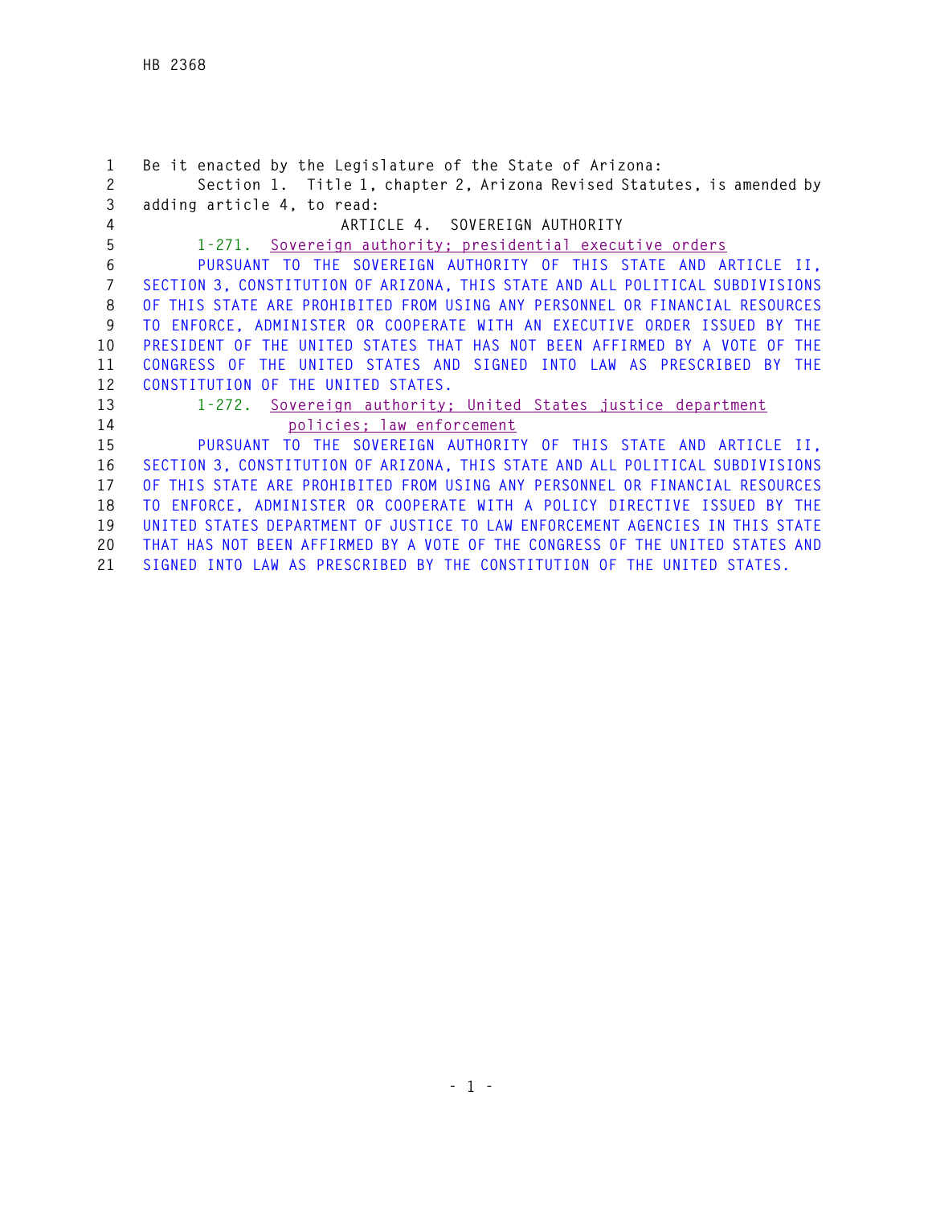Be it enacted by the Legislature of the State of Arizona:

Section 1. Title 1, chapter 2, Arizona Revised Statutes, is amended by adding article 4, to read:

ARTICLE 4. SOVEREIGN AUTHORITY

1-271. Sovereign authority; presidential executive orders

PURSUANT TO THE SOVEREIGN AUTHORITY OF THIS STATE AND ARTICLE II, SECTION 3, CONSTITUTION OF ARIZONA, THIS STATE AND ALL POLITICAL SUBDIVISIONS OF THIS STATE ARE PROHIBITED FROM USING ANY PERSONNEL OR FINANCIAL RESOURCES TO ENFORCE, ADMINISTER OR COOPERATE WITH AN EXECUTIVE ORDER ISSUED BY THE PRESIDENT OF THE UNITED STATES THAT HAS NOT BEEN AFFIRMED BY A VOTE OF THE CONGRESS OF THE UNITED STATES AND SIGNED INTO LAW AS PRESCRIBED BY THE CONSTITUTION OF THE UNITED STATES.

1-272. Sovereign authority; United States justice department policies; law enforcement

PURSUANT TO THE SOVEREIGN AUTHORITY OF THIS STATE AND ARTICLE II, SECTION 3, CONSTITUTION OF ARIZONA, THIS STATE AND ALL POLITICAL SUBDIVISIONS OF THIS STATE ARE PROHIBITED FROM USING ANY PERSONNEL OR FINANCIAL RESOURCES TO ENFORCE, ADMINISTER OR COOPERATE WITH A POLICY DIRECTIVE ISSUED BY THE UNITED STATES DEPARTMENT OF JUSTICE TO LAW ENFORCEMENT AGENCIES IN THIS STATE THAT HAS NOT BEEN AFFIRMED BY A VOTE OF THE CONGRESS OF THE UNITED STATES AND SIGNED INTO LAW AS PRESCRIBED BY THE CONSTITUTION OF THE UNITED STATES.